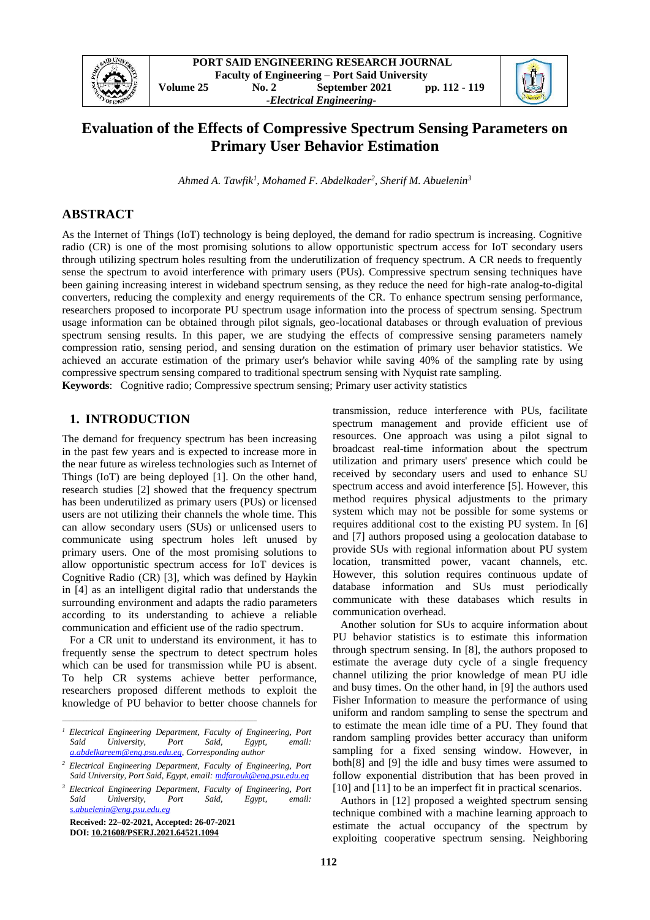# Evaluation of the Effects of Compressive Spectrum Sensing Parameters on Primary User Behavior Estimation

*Ahmed A. Tawfik[1], Mohamed F. Abdelkader[2], Sherif M. Abuelenin[3]*

## ABSTRACT

As the Internet of Things (IoT) technology is being deployed, the demand for radio spectrum is increasing. Cognitive radio (CR) is one of the most promising solutions to allow opportunistic spectrum access for IoT secondary users through utilizing spectrum holes resulting from the underutilization of frequency spectrum. A CR needs to frequently sense the spectrum to avoid interference with primary users (PUs). Compressive spectrum sensing techniques have been gaining increasing interest in wideband spectrum sensing, as they reduce the need for high-rate analog-to-digital converters, reducing the complexity and energy requirements of the CR. To enhance spectrum sensing performance, researchers proposed to incorporate PU spectrum usage information into the process of spectrum sensing. Spectrum usage information can be obtained through pilot signals, geo-locational databases or through evaluation of previous spectrum sensing results. In this paper, we are studying the effects of compressive sensing parameters namely compression ratio, sensing period, and sensing duration on the estimation of primary user behavior statistics. We achieved an accurate estimation of the primary user's behavior while saving 40% of the sampling rate by using compressive spectrum sensing compared to traditional spectrum sensing with Nyquist rate sampling.

**Keywords**: Cognitive radio; Compressive spectrum sensing; Primary user activity statistics

## 1. INTRODUCTION

The demand for frequency spectrum has been increasing in the past few years and is expected to increase more in the near future as wireless technologies such as Internet of Things (IoT) are being deployed [1]. On the other hand, research studies [2] showed that the frequency spectrum has been underutilized as primary users (PUs) or licensed users are not utilizing their channels the whole time. This can allow secondary users (SUs) or unlicensed users to communicate using spectrum holes left unused by primary users. One of the most promising solutions to allow opportunistic spectrum access for IoT devices is Cognitive Radio (CR) [3], which was defined by Haykin in [4] as an intelligent digital radio that understands the surrounding environment and adapts the radio parameters according to its understanding to achieve a reliable communication and efficient use of the radio spectrum.

For a CR unit to understand its environment, it has to frequently sense the spectrum to detect spectrum holes which can be used for transmission while PU is absent. To help CR systems achieve better performance, researchers proposed different methods to exploit the knowledge of PU behavior to better choose channels for transmission, reduce interference with PUs, facilitate spectrum management and provide efficient use of resources. One approach was using a pilot signal to broadcast real-time information about the spectrum utilization and primary users' presence which could be received by secondary users and used to enhance SU spectrum access and avoid interference [5]. However, this method requires physical adjustments to the primary system which may not be possible for some systems or requires additional cost to the existing PU system. In [6] and [7] authors proposed using a geolocation database to provide SUs with regional information about PU system location, transmitted power, vacant channels, etc. However, this solution requires continuous update of database information and SUs must periodically communicate with these databases which results in communication overhead.

Another solution for SUs to acquire information about PU behavior statistics is to estimate this information through spectrum sensing. In [8], the authors proposed to estimate the average duty cycle of a single frequency channel utilizing the prior knowledge of mean PU idle and busy times. On the other hand, in [9] the authors used Fisher Information to measure the performance of using uniform and random sampling to sense the spectrum and to estimate the mean idle time of a PU. They found that random sampling provides better accuracy than uniform sampling for a fixed sensing window. However, in both[8] and [9] the idle and busy times were assumed to follow exponential distribution that has been proved in [10] and [11] to be an imperfect fit in practical scenarios.

Authors in [12] proposed a weighted spectrum sensing technique combined with a machine learning approach to estimate the actual occupancy of the spectrum by exploiting cooperative spectrum sensing. Neighboring

---

[1] Electrical Engineering Department, Faculty of Engineering, Port Said University, Port Said, Egypt, email: a.abdelkareem@eng.psu.edu.eg, Corresponding author

[2] Electrical Engineering Department, Faculty of Engineering, Port Said University, Port Said, Egypt, email: mdfarouk@eng.psu.edu.eg

[3] Electrical Engineering Department, Faculty of Engineering, Port Said University, Port Said, Egypt, email: s.abuelenin@eng.psu.edu.eg

**Received: 22–02-2021, Accepted: 26-07-2021**
**DOI: 10.21608/PSERJ.2021.64521.1094**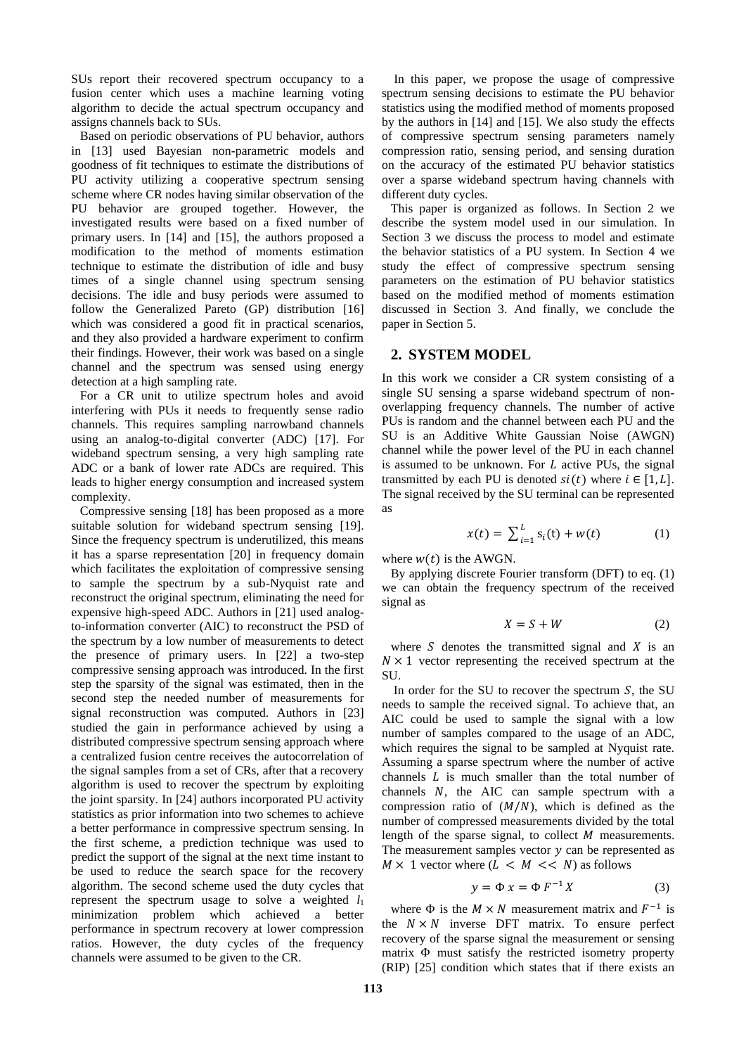SUs report their recovered spectrum occupancy to a fusion center which uses a machine learning voting algorithm to decide the actual spectrum occupancy and assigns channels back to SUs.

Based on periodic observations of PU behavior, authors in [13] used Bayesian non-parametric models and goodness of fit techniques to estimate the distributions of PU activity utilizing a cooperative spectrum sensing scheme where CR nodes having similar observation of the PU behavior are grouped together. However, the investigated results were based on a fixed number of primary users. In [14] and [15], the authors proposed a modification to the method of moments estimation technique to estimate the distribution of idle and busy times of a single channel using spectrum sensing decisions. The idle and busy periods were assumed to follow the Generalized Pareto (GP) distribution [16] which was considered a good fit in practical scenarios, and they also provided a hardware experiment to confirm their findings. However, their work was based on a single channel and the spectrum was sensed using energy detection at a high sampling rate.

For a CR unit to utilize spectrum holes and avoid interfering with PUs it needs to frequently sense radio channels. This requires sampling narrowband channels using an analog-to-digital converter (ADC) [17]. For wideband spectrum sensing, a very high sampling rate ADC or a bank of lower rate ADCs are required. This leads to higher energy consumption and increased system complexity.

Compressive sensing [18] has been proposed as a more suitable solution for wideband spectrum sensing [19]. Since the frequency spectrum is underutilized, this means it has a sparse representation [20] in frequency domain which facilitates the exploitation of compressive sensing to sample the spectrum by a sub-Nyquist rate and reconstruct the original spectrum, eliminating the need for expensive high-speed ADC. Authors in [21] used analog-to-information converter (AIC) to reconstruct the PSD of the spectrum by a low number of measurements to detect the presence of primary users. In [22] a two-step compressive sensing approach was introduced. In the first step the sparsity of the signal was estimated, then in the second step the needed number of measurements for signal reconstruction was computed. Authors in [23] studied the gain in performance achieved by using a distributed compressive spectrum sensing approach where a centralized fusion centre receives the autocorrelation of the signal samples from a set of CRs, after that a recovery algorithm is used to recover the spectrum by exploiting the joint sparsity. In [24] authors incorporated PU activity statistics as prior information into two schemes to achieve a better performance in compressive spectrum sensing. In the first scheme, a prediction technique was used to predict the support of the signal at the next time instant to be used to reduce the search space for the recovery algorithm. The second scheme used the duty cycles that represent the spectrum usage to solve a weighted $l_1$ minimization problem which achieved a better performance in spectrum recovery at lower compression ratios. However, the duty cycles of the frequency channels were assumed to be given to the CR.

In this paper, we propose the usage of compressive spectrum sensing decisions to estimate the PU behavior statistics using the modified method of moments proposed by the authors in [14] and [15]. We also study the effects of compressive spectrum sensing parameters namely compression ratio, sensing period, and sensing duration on the accuracy of the estimated PU behavior statistics over a sparse wideband spectrum having channels with different duty cycles.

This paper is organized as follows. In Section 2 we describe the system model used in our simulation. In Section 3 we discuss the process to model and estimate the behavior statistics of a PU system. In Section 4 we study the effect of compressive spectrum sensing parameters on the estimation of PU behavior statistics based on the modified method of moments estimation discussed in Section 3. And finally, we conclude the paper in Section 5.

## 2. SYSTEM MODEL

In this work we consider a CR system consisting of a single SU sensing a sparse wideband spectrum of non-overlapping frequency channels. The number of active PUs is random and the channel between each PU and the SU is an Additive White Gaussian Noise (AWGN) channel while the power level of the PU in each channel is assumed to be unknown. For $L$ active PUs, the signal transmitted by each PU is denoted $si(t)$ where $i \in [1, L]$. The signal received by the SU terminal can be represented as

$$x(t) = \sum_{i=1}^{L} s_i(t) + w(t) \qquad (1)$$

where $w(t)$ is the AWGN.

By applying discrete Fourier transform (DFT) to eq. (1) we can obtain the frequency spectrum of the received signal as

$$X = S + W \qquad (2)$$

where $S$ denotes the transmitted signal and $X$ is an $N \times 1$ vector representing the received spectrum at the SU.

In order for the SU to recover the spectrum $S$, the SU needs to sample the received signal. To achieve that, an AIC could be used to sample the signal with a low number of samples compared to the usage of an ADC, which requires the signal to be sampled at Nyquist rate. Assuming a sparse spectrum where the number of active channels $L$ is much smaller than the total number of channels $N$, the AIC can sample spectrum with a compression ratio of $(M/N)$, which is defined as the number of compressed measurements divided by the total length of the sparse signal, to collect $M$ measurements. The measurement samples vector $y$ can be represented as $M \times 1$ vector where $(L < M << N)$ as follows

$$y = \Phi\, x = \Phi\, F^{-1} X \qquad (3)$$

where $\Phi$ is the $M \times N$ measurement matrix and $F^{-1}$ is the $N \times N$ inverse DFT matrix. To ensure perfect recovery of the sparse signal the measurement or sensing matrix $\Phi$ must satisfy the restricted isometry property (RIP) [25] condition which states that if there exists an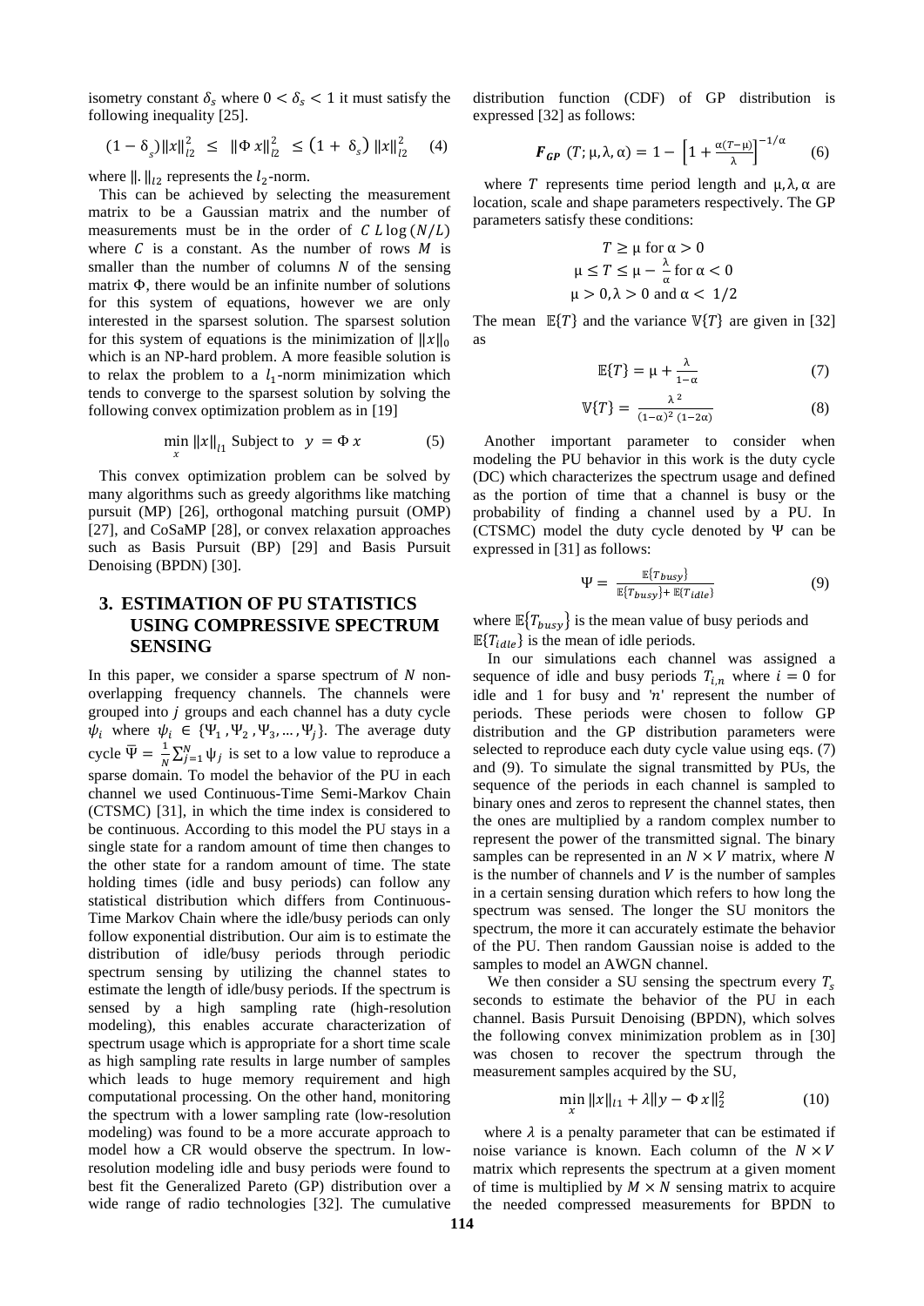isometry constant $\delta_s$ where $0 < \delta_s < 1$ it must satisfy the following inequality [25].

$$(1 - \delta_s)\|x\|_{l2}^2 \leq \|\Phi x\|_{l2}^2 \leq (1 + \delta_s) \|x\|_{l2}^2 \quad (4)$$

where $\|.\|_{l2}$ represents the $l_2$-norm.

This can be achieved by selecting the measurement matrix to be a Gaussian matrix and the number of measurements must be in the order of $C\, L \log(N/L)$ where $C$ is a constant. As the number of rows $M$ is smaller than the number of columns $N$ of the sensing matrix $\Phi$, there would be an infinite number of solutions for this system of equations, however we are only interested in the sparsest solution. The sparsest solution for this system of equations is the minimization of $\|x\|_0$ which is an NP-hard problem. A more feasible solution is to relax the problem to a $l_1$-norm minimization which tends to converge to the sparsest solution by solving the following convex optimization problem as in [19]

$$\min_x \|x\|_{l1} \text{ Subject to } \; y = \Phi\, x \quad (5)$$

This convex optimization problem can be solved by many algorithms such as greedy algorithms like matching pursuit (MP) [26], orthogonal matching pursuit (OMP) [27], and CoSaMP [28], or convex relaxation approaches such as Basis Pursuit (BP) [29] and Basis Pursuit Denoising (BPDN) [30].

## 3. ESTIMATION OF PU STATISTICS USING COMPRESSIVE SPECTRUM SENSING

In this paper, we consider a sparse spectrum of $N$ non-overlapping frequency channels. The channels were grouped into $j$ groups and each channel has a duty cycle $\psi_i$ where $\psi_i \in \{\Psi_1, \Psi_2, \Psi_3, \dots, \Psi_j\}$. The average duty cycle $\overline{\Psi} = \frac{1}{N}\sum_{j=1}^{N} \psi_j$ is set to a low value to reproduce a sparse domain. To model the behavior of the PU in each channel we used Continuous-Time Semi-Markov Chain (CTSMC) [31], in which the time index is considered to be continuous. According to this model the PU stays in a single state for a random amount of time then changes to the other state for a random amount of time. The state holding times (idle and busy periods) can follow any statistical distribution which differs from Continuous-Time Markov Chain where the idle/busy periods can only follow exponential distribution. Our aim is to estimate the distribution of idle/busy periods through periodic spectrum sensing by utilizing the channel states to estimate the length of idle/busy periods. If the spectrum is sensed by a high sampling rate (high-resolution modeling), this enables accurate characterization of spectrum usage which is appropriate for a short time scale as high sampling rate results in large number of samples which leads to huge memory requirement and high computational processing. On the other hand, monitoring the spectrum with a lower sampling rate (low-resolution modeling) was found to be a more accurate approach to model how a CR would observe the spectrum. In low-resolution modeling idle and busy periods were found to best fit the Generalized Pareto (GP) distribution over a wide range of radio technologies [32]. The cumulative distribution function (CDF) of GP distribution is expressed [32] as follows:

$$\boldsymbol{F_{GP}}\ (T; \mu, \lambda, \alpha) = 1 - \left[1 + \frac{\alpha(T-\mu)}{\lambda}\right]^{-1/\alpha} \quad (6)$$

where $T$ represents time period length and $\mu, \lambda, \alpha$ are location, scale and shape parameters respectively. The GP parameters satisfy these conditions:

$$T \geq \mu \text{ for } \alpha > 0$$
$$\mu \leq T \leq \mu - \frac{\lambda}{\alpha} \text{ for } \alpha < 0$$
$$\mu > 0, \lambda > 0 \text{ and } \alpha < 1/2$$

The mean $\mathbb{E}\{T\}$ and the variance $\mathbb{V}\{T\}$ are given in [32] as

$$\mathbb{E}\{T\} = \mu + \frac{\lambda}{1-\alpha} \quad (7)$$

$$\mathbb{V}\{T\} = \frac{\lambda^2}{(1-\alpha)^2\,(1-2\alpha)} \quad (8)$$

Another important parameter to consider when modeling the PU behavior in this work is the duty cycle (DC) which characterizes the spectrum usage and defined as the portion of time that a channel is busy or the probability of finding a channel used by a PU. In (CTSMC) model the duty cycle denoted by $\Psi$ can be expressed in [31] as follows:

$$\Psi = \frac{\mathbb{E}\{T_{busy}\}}{\mathbb{E}\{T_{busy}\} + \mathbb{E}\{T_{idle}\}} \quad (9)$$

where $\mathbb{E}\{T_{busy}\}$ is the mean value of busy periods and $\mathbb{E}\{T_{idle}\}$ is the mean of idle periods.

In our simulations each channel was assigned a sequence of idle and busy periods $T_{i,n}$ where $i = 0$ for idle and 1 for busy and '$n$' represent the number of periods. These periods were chosen to follow GP distribution and the GP distribution parameters were selected to reproduce each duty cycle value using eqs. (7) and (9). To simulate the signal transmitted by PUs, the sequence of the periods in each channel is sampled to binary ones and zeros to represent the channel states, then the ones are multiplied by a random complex number to represent the power of the transmitted signal. The binary samples can be represented in an $N \times V$ matrix, where $N$ is the number of channels and $V$ is the number of samples in a certain sensing duration which refers to how long the spectrum was sensed. The longer the SU monitors the spectrum, the more it can accurately estimate the behavior of the PU. Then random Gaussian noise is added to the samples to model an AWGN channel.

We then consider a SU sensing the spectrum every $T_s$ seconds to estimate the behavior of the PU in each channel. Basis Pursuit Denoising (BPDN), which solves the following convex minimization problem as in [30] was chosen to recover the spectrum through the measurement samples acquired by the SU,

$$\min_x \|x\|_{l1} + \lambda\|y - \Phi\, x\|_2^2 \quad (10)$$

where $\lambda$ is a penalty parameter that can be estimated if noise variance is known. Each column of the $N \times V$ matrix which represents the spectrum at a given moment of time is multiplied by $M \times N$ sensing matrix to acquire the needed compressed measurements for BPDN to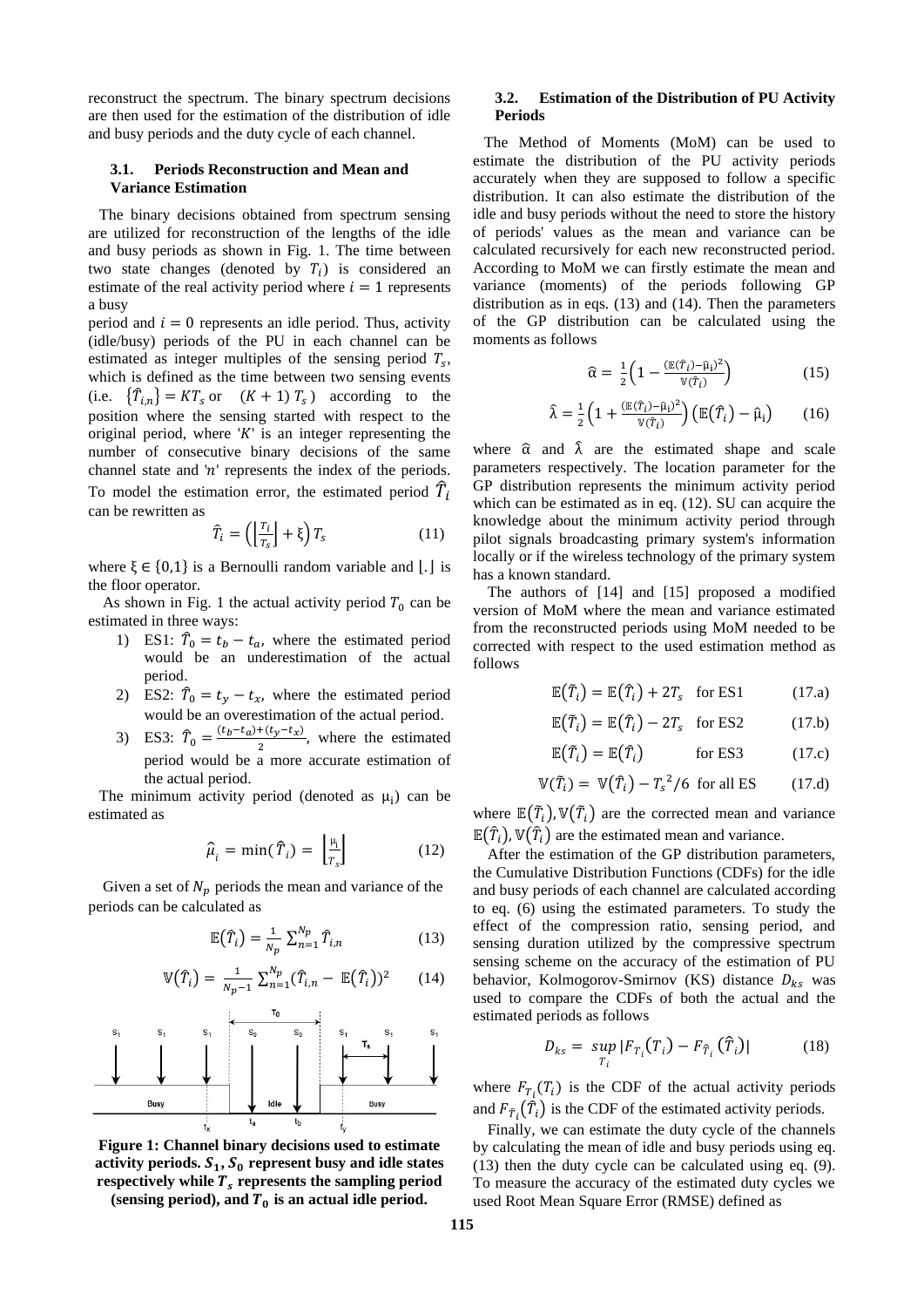reconstruct the spectrum. The binary spectrum decisions are then used for the estimation of the distribution of idle and busy periods and the duty cycle of each channel.

### 3.1. Periods Reconstruction and Mean and Variance Estimation

The binary decisions obtained from spectrum sensing are utilized for reconstruction of the lengths of the idle and busy periods as shown in Fig. 1. The time between two state changes (denoted by $T_i$) is considered an estimate of the real activity period where $i = 1$ represents a busy period and $i = 0$ represents an idle period. Thus, activity (idle/busy) periods of the PU in each channel can be estimated as integer multiples of the sensing period $T_s$, which is defined as the time between two sensing events (i.e. $\{\hat{T}_{i,n}\} = KT_s$ or $(K+1)\,T_s$) according to the position where the sensing started with respect to the original period, where '$K$' is an integer representing the number of consecutive binary decisions of the same channel state and '$n$' represents the index of the periods. To model the estimation error, the estimated period $\hat{T}_i$ can be rewritten as

$$\hat{T}_i = \left(\left\lfloor \frac{T_i}{T_s} \right\rfloor + \xi\right) T_s \tag{11}$$

where $\xi \in \{0,1\}$ is a Bernoulli random variable and $\lfloor . \rfloor$ is the floor operator.

As shown in Fig. 1 the actual activity period $T_0$ can be estimated in three ways:

1) ES1: $\hat{T}_0 = t_b - t_a$, where the estimated period would be an underestimation of the actual period.
2) ES2: $\hat{T}_0 = t_y - t_x$, where the estimated period would be an overestimation of the actual period.
3) ES3: $\hat{T}_0 = \frac{(t_b - t_a) + (t_y - t_x)}{2}$, where the estimated period would be a more accurate estimation of the actual period.

The minimum activity period (denoted as $\mu_i$) can be estimated as

$$\hat{\mu}_i = \min(\hat{T}_i) = \left\lfloor \frac{\mu_i}{T_s} \right\rfloor \tag{12}$$

Given a set of $N_p$ periods the mean and variance of the periods can be calculated as

$$\mathbb{E}(\hat{T}_i) = \frac{1}{N_p} \sum_{n=1}^{N_p} \hat{T}_{i,n} \tag{13}$$

$$\mathbb{V}(\hat{T}_i) = \frac{1}{N_p - 1} \sum_{n=1}^{N_p} (\hat{T}_{i,n} - \mathbb{E}(\hat{T}_i))^2 \tag{14}$$

**Figure 1: Channel binary decisions used to estimate activity periods. $S_1, S_0$ represent busy and idle states respectively while $T_s$ represents the sampling period (sensing period), and $T_0$ is an actual idle period.**

### 3.2. Estimation of the Distribution of PU Activity Periods

The Method of Moments (MoM) can be used to estimate the distribution of the PU activity periods accurately when they are supposed to follow a specific distribution. It can also estimate the distribution of the idle and busy periods without the need to store the history of periods' values as the mean and variance can be calculated recursively for each new reconstructed period. According to MoM we can firstly estimate the mean and variance (moments) of the periods following GP distribution as in eqs. (13) and (14). Then the parameters of the GP distribution can be calculated using the moments as follows

$$\hat{\alpha} = \frac{1}{2}\left(1 - \frac{(\mathbb{E}(\hat{T}_i) - \hat{\mu}_i)^2}{\mathbb{V}(\hat{T}_i)}\right) \tag{15}$$

$$\hat{\lambda} = \frac{1}{2}\left(1 + \frac{(\mathbb{E}(\hat{T}_i) - \hat{\mu}_i)^2}{\mathbb{V}(\hat{T}_i)}\right)\left(\mathbb{E}(\hat{T}_i) - \hat{\mu}_i\right) \tag{16}$$

where $\hat{\alpha}$ and $\hat{\lambda}$ are the estimated shape and scale parameters respectively. The location parameter for the GP distribution represents the minimum activity period which can be estimated as in eq. (12). SU can acquire the knowledge about the minimum activity period through pilot signals broadcasting primary system's information locally or if the wireless technology of the primary system has a known standard.

The authors of [14] and [15] proposed a modified version of MoM where the mean and variance estimated from the reconstructed periods using MoM needed to be corrected with respect to the used estimation method as follows

$$\mathbb{E}(\tilde{T}_i) = \mathbb{E}(\hat{T}_i) + 2T_s \quad \text{for ES1} \tag{17.a}$$

$$\mathbb{E}(\tilde{T}_i) = \mathbb{E}(\hat{T}_i) - 2T_s \quad \text{for ES2} \tag{17.b}$$

$$\mathbb{E}(\tilde{T}_i) = \mathbb{E}(\hat{T}_i) \quad \text{for ES3} \tag{17.c}$$

$$\mathbb{V}(\tilde{T}_i) = \mathbb{V}(\hat{T}_i) - {T_s}^2/6 \quad \text{for all ES} \tag{17.d}$$

where $\mathbb{E}(\tilde{T}_i), \mathbb{V}(\tilde{T}_i)$ are the corrected mean and variance $\mathbb{E}(\hat{T}_i), \mathbb{V}(\hat{T}_i)$ are the estimated mean and variance.

After the estimation of the GP distribution parameters, the Cumulative Distribution Functions (CDFs) for the idle and busy periods of each channel are calculated according to eq. (6) using the estimated parameters. To study the effect of the compression ratio, sensing period, and sensing duration utilized by the compressive spectrum sensing scheme on the accuracy of the estimation of PU behavior, Kolmogorov-Smirnov (KS) distance $D_{ks}$ was used to compare the CDFs of both the actual and the estimated periods as follows

$$D_{ks} = \sup_{T_i} |F_{T_i}(T_i) - F_{\hat{T}_i}(\hat{T}_i)| \tag{18}$$

where $F_{T_i}(T_i)$ is the CDF of the actual activity periods and $F_{\hat{T}_i}(\hat{T}_i)$ is the CDF of the estimated activity periods.

Finally, we can estimate the duty cycle of the channels by calculating the mean of idle and busy periods using eq. (13) then the duty cycle can be calculated using eq. (9). To measure the accuracy of the estimated duty cycles we used Root Mean Square Error (RMSE) defined as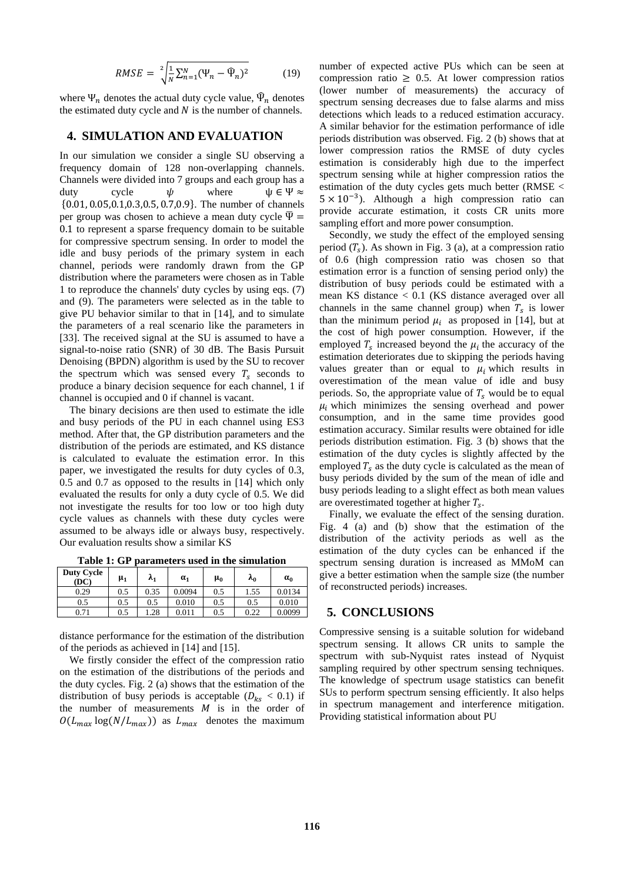$$RMSE = \sqrt[2]{\frac{1}{N}\sum_{n=1}^{N}(\Psi_n - \hat{\Psi}_n)^2} \qquad (19)$$

where $\Psi_n$ denotes the actual duty cycle value, $\hat{\Psi}_n$ denotes the estimated duty cycle and $N$ is the number of channels.

## 4. SIMULATION AND EVALUATION

In our simulation we consider a single SU observing a frequency domain of 128 non-overlapping channels. Channels were divided into 7 groups and each group has a duty cycle $\psi$ where $\psi \in \Psi \approx \{0.01, 0.05, 0.1, 0.3, 0.5, 0.7, 0.9\}$. The number of channels per group was chosen to achieve a mean duty cycle $\bar{\Psi} = 0.1$ to represent a sparse frequency domain to be suitable for compressive spectrum sensing. In order to model the idle and busy periods of the primary system in each channel, periods were randomly drawn from the GP distribution where the parameters were chosen as in Table 1 to reproduce the channels' duty cycles by using eqs. (7) and (9). The parameters were selected as in the table to give PU behavior similar to that in [14], and to simulate the parameters of a real scenario like the parameters in [33]. The received signal at the SU is assumed to have a signal-to-noise ratio (SNR) of 30 dB. The Basis Pursuit Denoising (BPDN) algorithm is used by the SU to recover the spectrum which was sensed every $T_s$ seconds to produce a binary decision sequence for each channel, 1 if channel is occupied and 0 if channel is vacant.

The binary decisions are then used to estimate the idle and busy periods of the PU in each channel using ES3 method. After that, the GP distribution parameters and the distribution of the periods are estimated, and KS distance is calculated to evaluate the estimation error. In this paper, we investigated the results for duty cycles of 0.3, 0.5 and 0.7 as opposed to the results in [14] which only evaluated the results for only a duty cycle of 0.5. We did not investigate the results for too low or too high duty cycle values as channels with these duty cycles were assumed to be always idle or always busy, respectively. Our evaluation results show a similar KS distance performance for the estimation of the distribution of the periods as achieved in [14] and [15].

**Table 1: GP parameters used in the simulation**

| Duty Cycle (DC) | $\mu_1$ | $\lambda_1$ | $\alpha_1$ | $\mu_0$ | $\lambda_0$ | $\alpha_0$ |
|---|---|---|---|---|---|---|
| 0.29 | 0.5 | 0.35 | 0.0094 | 0.5 | 1.55 | 0.0134 |
| 0.5 | 0.5 | 0.5 | 0.010 | 0.5 | 0.5 | 0.010 |
| 0.71 | 0.5 | 1.28 | 0.011 | 0.5 | 0.22 | 0.0099 |

We firstly consider the effect of the compression ratio on the estimation of the distributions of the periods and the duty cycles. Fig. 2 (a) shows that the estimation of the distribution of busy periods is acceptable ($D_{ks} < 0.1$) if the number of measurements $M$ is in the order of $O(L_{max} \log(N/L_{max}))$ as $L_{max}$ denotes the maximum number of expected active PUs which can be seen at compression ratio $\geq$ 0.5. At lower compression ratios (lower number of measurements) the accuracy of spectrum sensing decreases due to false alarms and miss detections which leads to a reduced estimation accuracy. A similar behavior for the estimation performance of idle periods distribution was observed. Fig. 2 (b) shows that at lower compression ratios the RMSE of duty cycles estimation is considerably high due to the imperfect spectrum sensing while at higher compression ratios the estimation of the duty cycles gets much better (RMSE < $5 \times 10^{-3}$). Although a high compression ratio can provide accurate estimation, it costs CR units more sampling effort and more power consumption.

Secondly, we study the effect of the employed sensing period ($T_s$). As shown in Fig. 3 (a), at a compression ratio of 0.6 (high compression ratio was chosen so that estimation error is a function of sensing period only) the distribution of busy periods could be estimated with a mean KS distance < 0.1 (KS distance averaged over all channels in the same channel group) when $T_s$ is lower than the minimum period $\mu_i$ as proposed in [14], but at the cost of high power consumption. However, if the employed $T_s$ increased beyond the $\mu_i$ the accuracy of the estimation deteriorates due to skipping the periods having values greater than or equal to $\mu_i$ which results in overestimation of the mean value of idle and busy periods. So, the appropriate value of $T_s$ would be to equal $\mu_i$ which minimizes the sensing overhead and power consumption, and in the same time provides good estimation accuracy. Similar results were obtained for idle periods distribution estimation. Fig. 3 (b) shows that the estimation of the duty cycles is slightly affected by the employed $T_s$ as the duty cycle is calculated as the mean of busy periods divided by the sum of the mean of idle and busy periods leading to a slight effect as both mean values are overestimated together at higher $T_s$.

Finally, we evaluate the effect of the sensing duration. Fig. 4 (a) and (b) show that the estimation of the distribution of the activity periods as well as the estimation of the duty cycles can be enhanced if the spectrum sensing duration is increased as MMoM can give a better estimation when the sample size (the number of reconstructed periods) increases.

## 5. CONCLUSIONS

Compressive sensing is a suitable solution for wideband spectrum sensing. It allows CR units to sample the spectrum with sub-Nyquist rates instead of Nyquist sampling required by other spectrum sensing techniques. The knowledge of spectrum usage statistics can benefit SUs to perform spectrum sensing efficiently. It also helps in spectrum management and interference mitigation. Providing statistical information about PU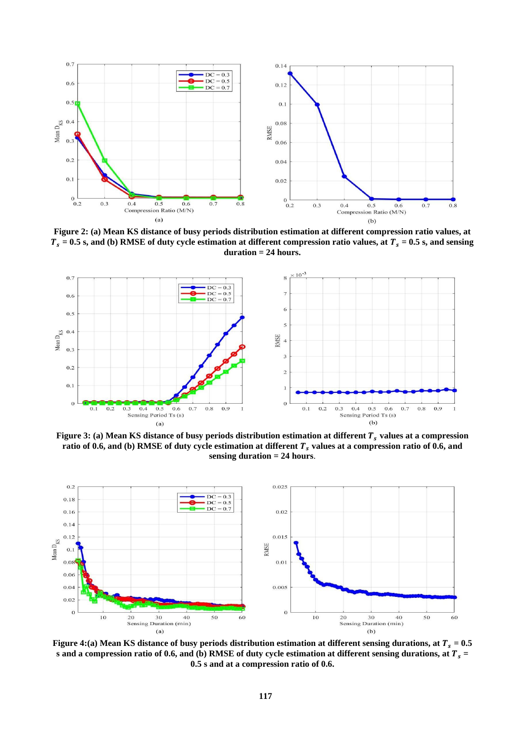**Figure 2: (a) Mean KS distance of busy periods distribution estimation at different compression ratio values, at $T_s$ = 0.5 s, and (b) RMSE of duty cycle estimation at different compression ratio values, at $T_s$ = 0.5 s, and sensing duration = 24 hours.**

**Figure 3: (a) Mean KS distance of busy periods distribution estimation at different $T_s$ values at a compression ratio of 0.6, and (b) RMSE of duty cycle estimation at different $T_s$ values at a compression ratio of 0.6, and sensing duration = 24 hours.**

**Figure 4:(a) Mean KS distance of busy periods distribution estimation at different sensing durations, at $T_s$ = 0.5 s and a compression ratio of 0.6, and (b) RMSE of duty cycle estimation at different sensing durations, at $T_s$ = 0.5 s and at a compression ratio of 0.6.**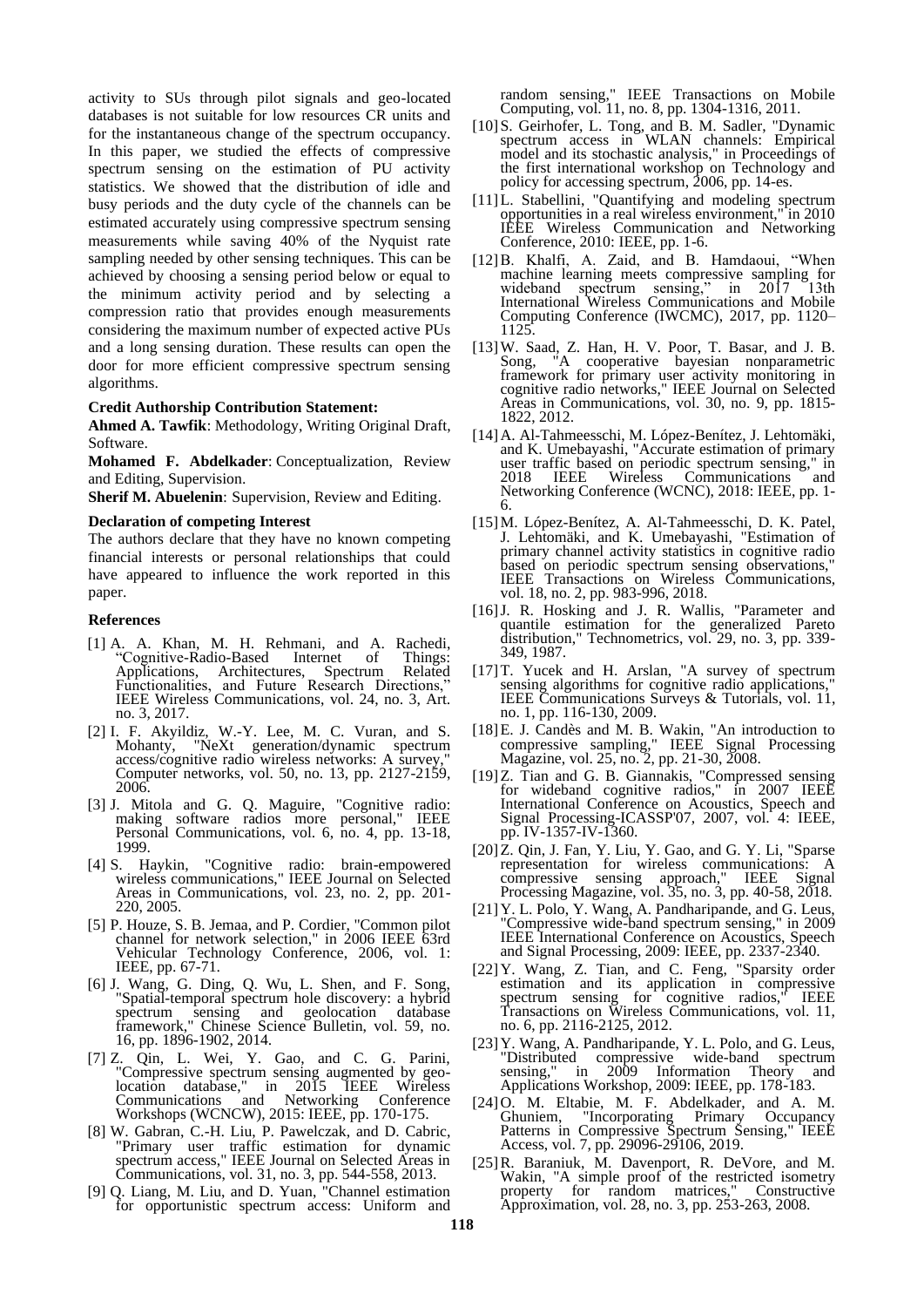activity to SUs through pilot signals and geo-located databases is not suitable for low resources CR units and for the instantaneous change of the spectrum occupancy. In this paper, we studied the effects of compressive spectrum sensing on the estimation of PU activity statistics. We showed that the distribution of idle and busy periods and the duty cycle of the channels can be estimated accurately using compressive spectrum sensing measurements while saving 40% of the Nyquist rate sampling needed by other sensing techniques. This can be achieved by choosing a sensing period below or equal to the minimum activity period and by selecting a compression ratio that provides enough measurements considering the maximum number of expected active PUs and a long sensing duration. These results can open the door for more efficient compressive spectrum sensing algorithms.

**Credit Authorship Contribution Statement:**

**Ahmed A. Tawfik**: Methodology, Writing Original Draft, Software.

**Mohamed F. Abdelkader**: Conceptualization, Review and Editing, Supervision.

**Sherif M. Abuelenin**: Supervision, Review and Editing.

**Declaration of competing Interest**

The authors declare that they have no known competing financial interests or personal relationships that could have appeared to influence the work reported in this paper.

**References**

[1] A. A. Khan, M. H. Rehmani, and A. Rachedi, "Cognitive-Radio-Based Internet of Things: Applications, Architectures, Spectrum Related Functionalities, and Future Research Directions," IEEE Wireless Communications, vol. 24, no. 3, Art. no. 3, 2017.

[2] I. F. Akyildiz, W.-Y. Lee, M. C. Vuran, and S. Mohanty, "NeXt generation/dynamic spectrum access/cognitive radio wireless networks: A survey," Computer networks, vol. 50, no. 13, pp. 2127-2159, 2006.

[3] J. Mitola and G. Q. Maguire, "Cognitive radio: making software radios more personal," IEEE Personal Communications, vol. 6, no. 4, pp. 13-18, 1999.

[4] S. Haykin, "Cognitive radio: brain-empowered wireless communications," IEEE Journal on Selected Areas in Communications, vol. 23, no. 2, pp. 201-220, 2005.

[5] P. Houze, S. B. Jemaa, and P. Cordier, "Common pilot channel for network selection," in 2006 IEEE 63rd Vehicular Technology Conference, 2006, vol. 1: IEEE, pp. 67-71.

[6] J. Wang, G. Ding, Q. Wu, L. Shen, and F. Song, "Spatial-temporal spectrum hole discovery: a hybrid spectrum sensing and geolocation database framework," Chinese Science Bulletin, vol. 59, no. 16, pp. 1896-1902, 2014.

[7] Z. Qin, L. Wei, Y. Gao, and C. G. Parini, "Compressive spectrum sensing augmented by geo-location database," in 2015 IEEE Wireless Communications and Networking Conference Workshops (WCNCW), 2015: IEEE, pp. 170-175.

[8] W. Gabran, C.-H. Liu, P. Pawelczak, and D. Cabric, "Primary user traffic estimation for dynamic spectrum access," IEEE Journal on Selected Areas in Communications, vol. 31, no. 3, pp. 544-558, 2013.

[9] Q. Liang, M. Liu, and D. Yuan, "Channel estimation for opportunistic spectrum access: Uniform and random sensing," IEEE Transactions on Mobile Computing, vol. 11, no. 8, pp. 1304-1316, 2011.

[10] S. Geirhofer, L. Tong, and B. M. Sadler, "Dynamic spectrum access in WLAN channels: Empirical model and its stochastic analysis," in Proceedings of the first international workshop on Technology and policy for accessing spectrum, 2006, pp. 14-es.

[11] L. Stabellini, "Quantifying and modeling spectrum opportunities in a real wireless environment," in 2010 IEEE Wireless Communication and Networking Conference, 2010: IEEE, pp. 1-6.

[12] B. Khalfi, A. Zaid, and B. Hamdaoui, "When machine learning meets compressive sampling for wideband spectrum sensing," in 2017 13th International Wireless Communications and Mobile Computing Conference (IWCMC), 2017, pp. 1120–1125.

[13] W. Saad, Z. Han, H. V. Poor, T. Basar, and J. B. Song, "A cooperative bayesian nonparametric framework for primary user activity monitoring in cognitive radio networks," IEEE Journal on Selected Areas in Communications, vol. 30, no. 9, pp. 1815-1822, 2012.

[14] A. Al-Tahmeesschi, M. López-Benítez, J. Lehtomäki, and K. Umebayashi, "Accurate estimation of primary user traffic based on periodic spectrum sensing," in 2018 IEEE Wireless Communications and Networking Conference (WCNC), 2018: IEEE, pp. 1-6.

[15] M. López-Benítez, A. Al-Tahmeesschi, D. K. Patel, J. Lehtomäki, and K. Umebayashi, "Estimation of primary channel activity statistics in cognitive radio based on periodic spectrum sensing observations," IEEE Transactions on Wireless Communications, vol. 18, no. 2, pp. 983-996, 2018.

[16] J. R. Hosking and J. R. Wallis, "Parameter and quantile estimation for the generalized Pareto distribution," Technometrics, vol. 29, no. 3, pp. 339-349, 1987.

[17] T. Yucek and H. Arslan, "A survey of spectrum sensing algorithms for cognitive radio applications," IEEE Communications Surveys & Tutorials, vol. 11, no. 1, pp. 116-130, 2009.

[18] E. J. Candès and M. B. Wakin, "An introduction to compressive sampling," IEEE Signal Processing Magazine, vol. 25, no. 2, pp. 21-30, 2008.

[19] Z. Tian and G. B. Giannakis, "Compressed sensing for wideband cognitive radios," in 2007 IEEE International Conference on Acoustics, Speech and Signal Processing-ICASSP'07, 2007, vol. 4: IEEE, pp. IV-1357-IV-1360.

[20] Z. Qin, J. Fan, Y. Liu, Y. Gao, and G. Y. Li, "Sparse representation for wireless communications: A compressive sensing approach," IEEE Signal Processing Magazine, vol. 35, no. 3, pp. 40-58, 2018.

[21] Y. L. Polo, Y. Wang, A. Pandharipande, and G. Leus, "Compressive wide-band spectrum sensing," in 2009 IEEE International Conference on Acoustics, Speech and Signal Processing, 2009: IEEE, pp. 2337-2340.

[22] Y. Wang, Z. Tian, and C. Feng, "Sparsity order estimation and its application in compressive spectrum sensing for cognitive radios," IEEE Transactions on Wireless Communications, vol. 11, no. 6, pp. 2116-2125, 2012.

[23] Y. Wang, A. Pandharipande, Y. L. Polo, and G. Leus, "Distributed compressive wide-band spectrum sensing," in 2009 Information Theory and Applications Workshop, 2009: IEEE, pp. 178-183.

[24] O. M. Eltabie, M. F. Abdelkader, and A. M. Ghuniem, "Incorporating Primary Occupancy Patterns in Compressive Spectrum Sensing," IEEE Access, vol. 7, pp. 29096-29106, 2019.

[25] R. Baraniuk, M. Davenport, R. DeVore, and M. Wakin, "A simple proof of the restricted isometry property for random matrices," Constructive Approximation, vol. 28, no. 3, pp. 253-263, 2008.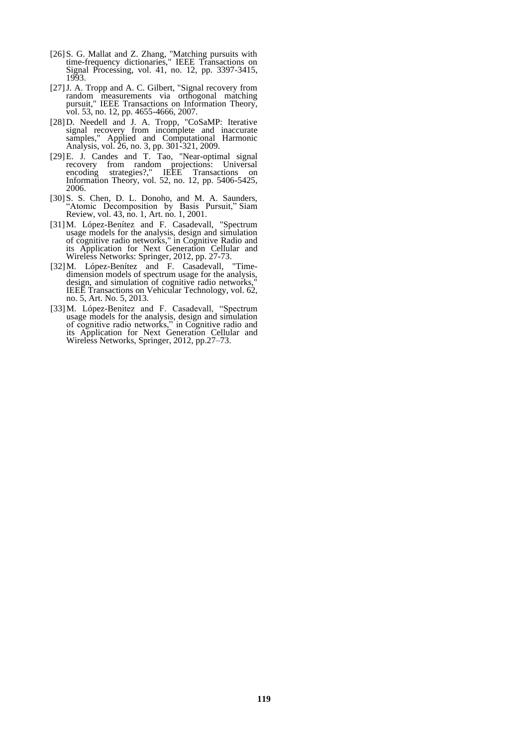[26] S. G. Mallat and Z. Zhang, "Matching pursuits with time-frequency dictionaries," IEEE Transactions on Signal Processing, vol. 41, no. 12, pp. 3397-3415, 1993.

[27] J. A. Tropp and A. C. Gilbert, "Signal recovery from random measurements via orthogonal matching pursuit," IEEE Transactions on Information Theory, vol. 53, no. 12, pp. 4655-4666, 2007.

[28] D. Needell and J. A. Tropp, "CoSaMP: Iterative signal recovery from incomplete and inaccurate samples," Applied and Computational Harmonic Analysis, vol. 26, no. 3, pp. 301-321, 2009.

[29] E. J. Candes and T. Tao, "Near-optimal signal recovery from random projections: Universal encoding strategies?," IEEE Transactions on Information Theory, vol. 52, no. 12, pp. 5406-5425, 2006.

[30] S. S. Chen, D. L. Donoho, and M. A. Saunders, "Atomic Decomposition by Basis Pursuit," Siam Review, vol. 43, no. 1, Art. no. 1, 2001.

[31] M. López-Benítez and F. Casadevall, "Spectrum usage models for the analysis, design and simulation of cognitive radio networks," in Cognitive Radio and its Application for Next Generation Cellular and Wireless Networks: Springer, 2012, pp. 27-73.

[32] M. López-Benítez and F. Casadevall, "Time-dimension models of spectrum usage for the analysis, design, and simulation of cognitive radio networks," IEEE Transactions on Vehicular Technology, vol. 62, no. 5, Art. No. 5, 2013.

[33] M. López-Benítez and F. Casadevall, "Spectrum usage models for the analysis, design and simulation of cognitive radio networks," in Cognitive radio and its Application for Next Generation Cellular and Wireless Networks, Springer, 2012, pp.27–73.